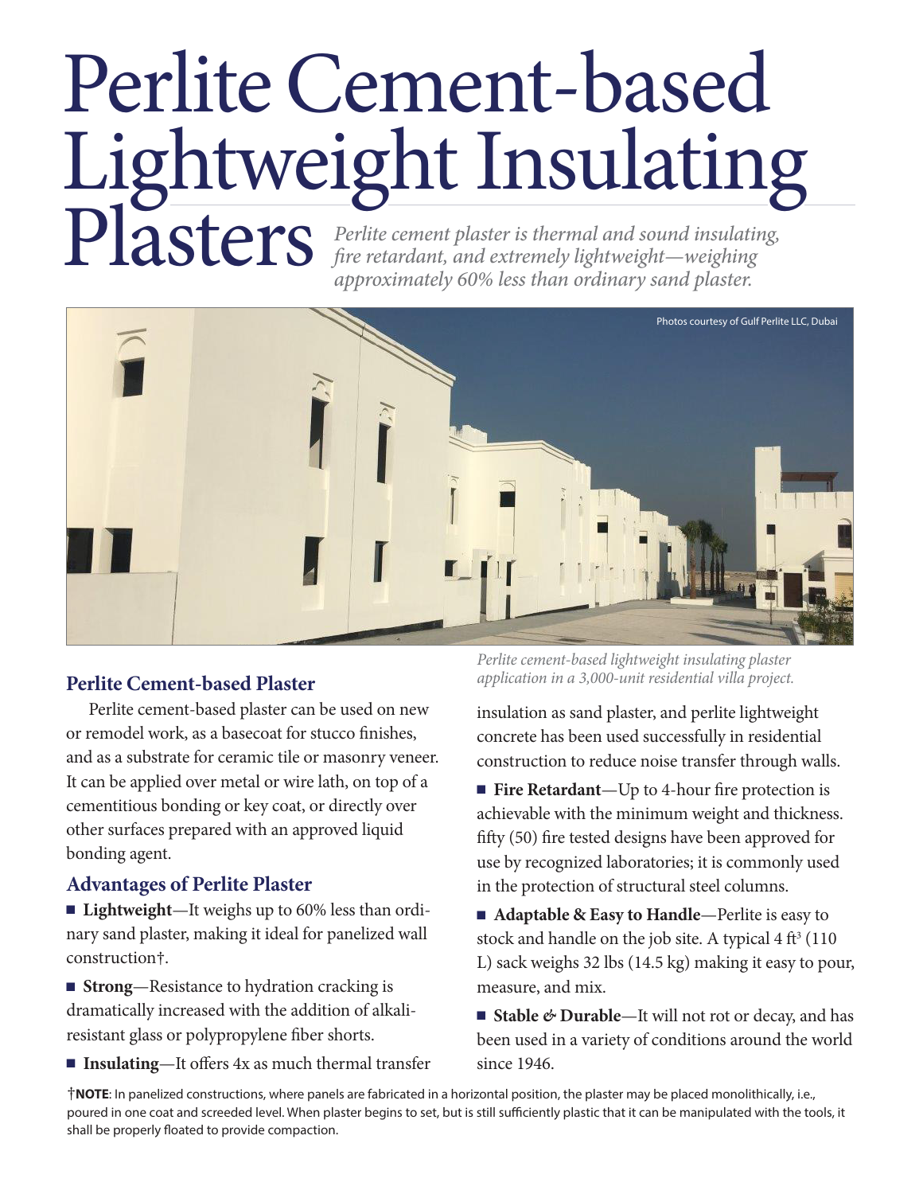# Perlite Cement-based Lightweight Insulating Plasters

*Perlite cement plaster is thermal and sound insulating, fire retardant, and extremely lightweight—weighing approximately 60% less than ordinary sand plaster.*

Photos courtesy of Gulf Perlite LLC, Dubai

*Perlite cement-based lightweight insulating plaster application in a 3,000-unit residential villa project.*

## Perlite Cement-based Plaster

Perlite cement-based plaster can be used on new or remodel work, as a basecoat for stucco finishes, and as a substrate for ceramic tile or masonry veneer. It can be applied over metal or wire lath, on top of a cementitious bonding or key coat, or directly over other surfaces prepared with an approved liquid bonding agent.

## Advantages of Perlite Plaster

- **Lightweight**—It weighs up to 60% less than ordinary sand plaster, making it ideal for panelized wall construction†.
- **Strong**—Resistance to hydration cracking is dramatically increased with the addition of alkali-resistant glass or polypropylene fiber shorts.
- **Insulating**—It offers 4x as much thermal transfer insulation as sand plaster, and perlite lightweight concrete has been used successfully in residential construction to reduce noise transfer through walls.
- **Fire Retardant**—Up to 4-hour fire protection is achievable with the minimum weight and thickness. fifty (50) fire tested designs have been approved for use by recognized laboratories; it is commonly used in the protection of structural steel columns.
- **Adaptable & Easy to Handle**—Perlite is easy to stock and handle on the job site. A typical 4 ft³ (110 L) sack weighs 32 lbs (14.5 kg) making it easy to pour, measure, and mix.
- **Stable & Durable**—It will not rot or decay, and has been used in a variety of conditions around the world since 1946.

†**NOTE**: In panelized constructions, where panels are fabricated in a horizontal position, the plaster may be placed monolithically, i.e., poured in one coat and screeded level. When plaster begins to set, but is still sufficiently plastic that it can be manipulated with the tools, it shall be properly floated to provide compaction.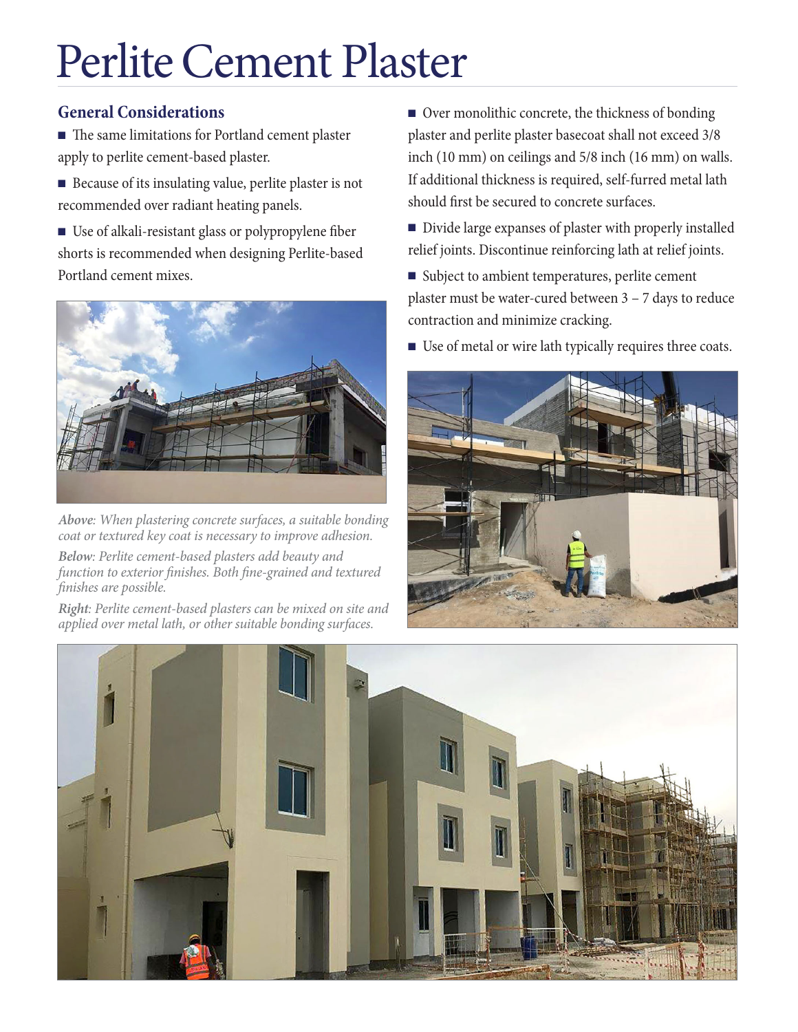# Perlite Cement Plaster

## General Considerations

- The same limitations for Portland cement plaster apply to perlite cement-based plaster.
- Because of its insulating value, perlite plaster is not recommended over radiant heating panels.
- Use of alkali-resistant glass or polypropylene fiber shorts is recommended when designing Perlite-based Portland cement mixes.
- Over monolithic concrete, the thickness of bonding plaster and perlite plaster basecoat shall not exceed 3/8 inch (10 mm) on ceilings and 5/8 inch (16 mm) on walls. If additional thickness is required, self-furred metal lath should first be secured to concrete surfaces.
- Divide large expanses of plaster with properly installed relief joints. Discontinue reinforcing lath at relief joints.
- Subject to ambient temperatures, perlite cement plaster must be water-cured between 3 – 7 days to reduce contraction and minimize cracking.
- Use of metal or wire lath typically requires three coats.

***Above**: When plastering concrete surfaces, a suitable bonding coat or textured key coat is necessary to improve adhesion.*

***Below**: Perlite cement-based plasters add beauty and function to exterior finishes. Both fine-grained and textured finishes are possible.*

***Right**: Perlite cement-based plasters can be mixed on site and applied over metal lath, or other suitable bonding surfaces.*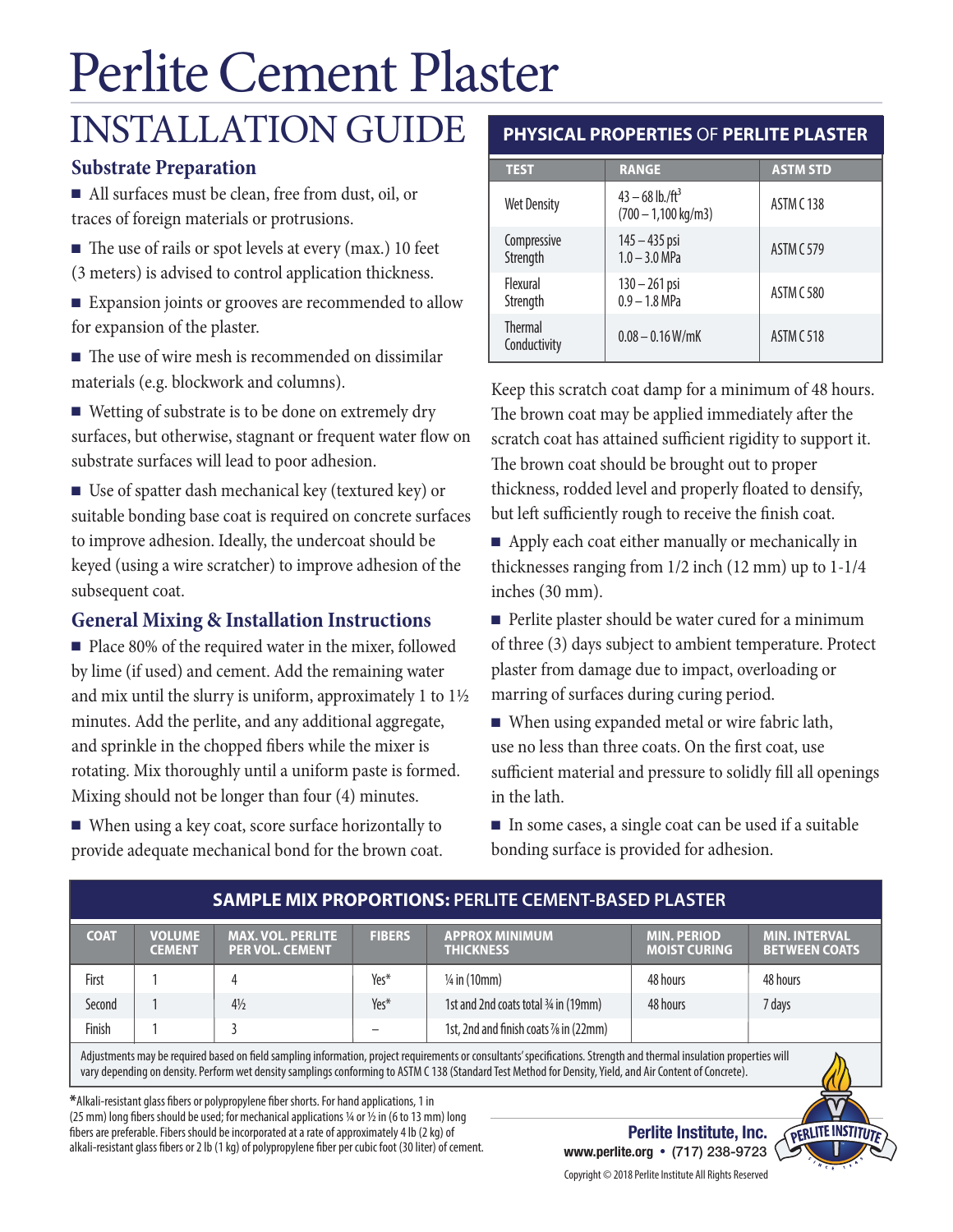# Perlite Cement Plaster

# INSTALLATION GUIDE

## Substrate Preparation

- All surfaces must be clean, free from dust, oil, or traces of foreign materials or protrusions.
- The use of rails or spot levels at every (max.) 10 feet (3 meters) is advised to control application thickness.
- Expansion joints or grooves are recommended to allow for expansion of the plaster.
- The use of wire mesh is recommended on dissimilar materials (e.g. blockwork and columns).
- Wetting of substrate is to be done on extremely dry surfaces, but otherwise, stagnant or frequent water flow on substrate surfaces will lead to poor adhesion.
- Use of spatter dash mechanical key (textured key) or suitable bonding base coat is required on concrete surfaces to improve adhesion. Ideally, the undercoat should be keyed (using a wire scratcher) to improve adhesion of the subsequent coat.

## General Mixing & Installation Instructions

- Place 80% of the required water in the mixer, followed by lime (if used) and cement. Add the remaining water and mix until the slurry is uniform, approximately 1 to 1½ minutes. Add the perlite, and any additional aggregate, and sprinkle in the chopped fibers while the mixer is rotating. Mix thoroughly until a uniform paste is formed. Mixing should not be longer than four (4) minutes.
- When using a key coat, score surface horizontally to provide adequate mechanical bond for the brown coat.

## PHYSICAL PROPERTIES OF PERLITE PLASTER

| TEST | RANGE | ASTM STD |
|---|---|---|
| Wet Density | 43 – 68 lb./ft$^3$ (700 – 1,100 kg/m3) | ASTM C 138 |
| Compressive Strength | 145 – 435 psi 1.0 – 3.0 MPa | ASTM C 579 |
| Flexural Strength | 130 – 261 psi 0.9 – 1.8 MPa | ASTM C 580 |
| Thermal Conductivity | 0.08 – 0.16 W/mK | ASTM C 518 |

Keep this scratch coat damp for a minimum of 48 hours. The brown coat may be applied immediately after the scratch coat has attained sufficient rigidity to support it. The brown coat should be brought out to proper thickness, rodded level and properly floated to densify, but left sufficiently rough to receive the finish coat.

- Apply each coat either manually or mechanically in thicknesses ranging from 1/2 inch (12 mm) up to 1-1/4 inches (30 mm).
- Perlite plaster should be water cured for a minimum of three (3) days subject to ambient temperature. Protect plaster from damage due to impact, overloading or marring of surfaces during curing period.
- When using expanded metal or wire fabric lath, use no less than three coats. On the first coat, use sufficient material and pressure to solidly fill all openings in the lath.
- In some cases, a single coat can be used if a suitable bonding surface is provided for adhesion.

## SAMPLE MIX PROPORTIONS: PERLITE CEMENT-BASED PLASTER

| COAT | VOLUME CEMENT | MAX. VOL. PERLITE PER VOL. CEMENT | FIBERS | APPROX MINIMUM THICKNESS | MIN. PERIOD MOIST CURING | MIN. INTERVAL BETWEEN COATS |
|---|---|---|---|---|---|---|
| First | 1 | 4 | Yes* | ¼ in (10mm) | 48 hours | 48 hours |
| Second | 1 | 4½ | Yes* | 1st and 2nd coats total ¾ in (19mm) | 48 hours | 7 days |
| Finish | 1 | 3 | – | 1st, 2nd and finish coats ⅞ in (22mm) | | |

Adjustments may be required based on field sampling information, project requirements or consultants' specifications. Strength and thermal insulation properties will vary depending on density. Perform wet density samplings conforming to ASTM C 138 (Standard Test Method for Density, Yield, and Air Content of Concrete).

*Alkali-resistant glass fibers or polypropylene fiber shorts. For hand applications, 1 in (25 mm) long fibers should be used; for mechanical applications ¼ or ½ in (6 to 13 mm) long fibers are preferable. Fibers should be incorporated at a rate of approximately 4 lb (2 kg) of alkali-resistant glass fibers or 2 lb (1 kg) of polypropylene fiber per cubic foot (30 liter) of cement.

**Perlite Institute, Inc.**
www.perlite.org • (717) 238-9723

Copyright © 2018 Perlite Institute All Rights Reserved